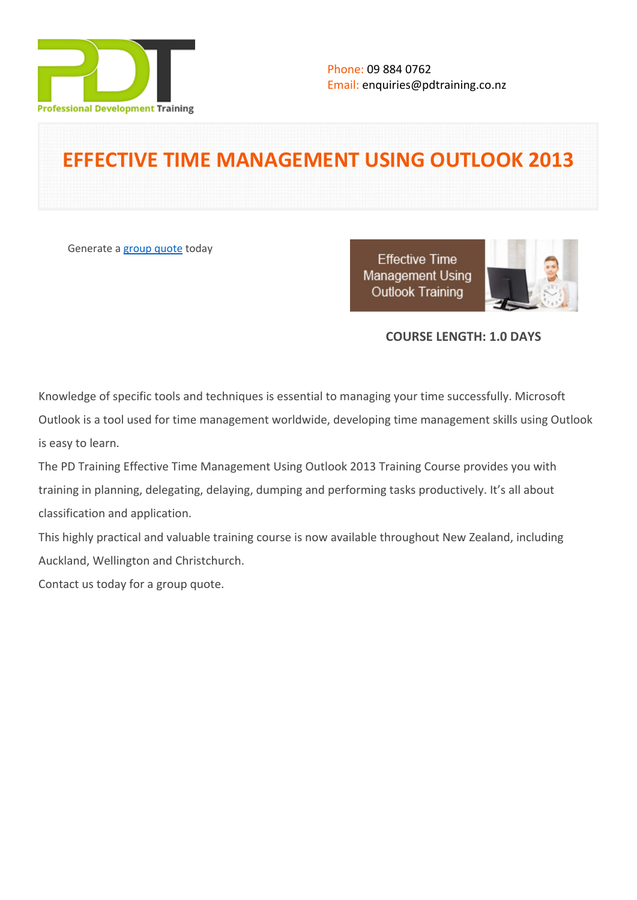Phone: 09 884 0762
Email: enquiries@pdtraining.co.nz

# EFFECTIVE TIME MANAGEMENT USING OUTLOOK 2013

Generate a group quote today

**COURSE LENGTH: 1.0 DAYS**

Knowledge of specific tools and techniques is essential to managing your time successfully. Microsoft Outlook is a tool used for time management worldwide, developing time management skills using Outlook is easy to learn.

The PD Training Effective Time Management Using Outlook 2013 Training Course provides you with training in planning, delegating, delaying, dumping and performing tasks productively. It's all about classification and application.

This highly practical and valuable training course is now available throughout New Zealand, including Auckland, Wellington and Christchurch.

Contact us today for a group quote.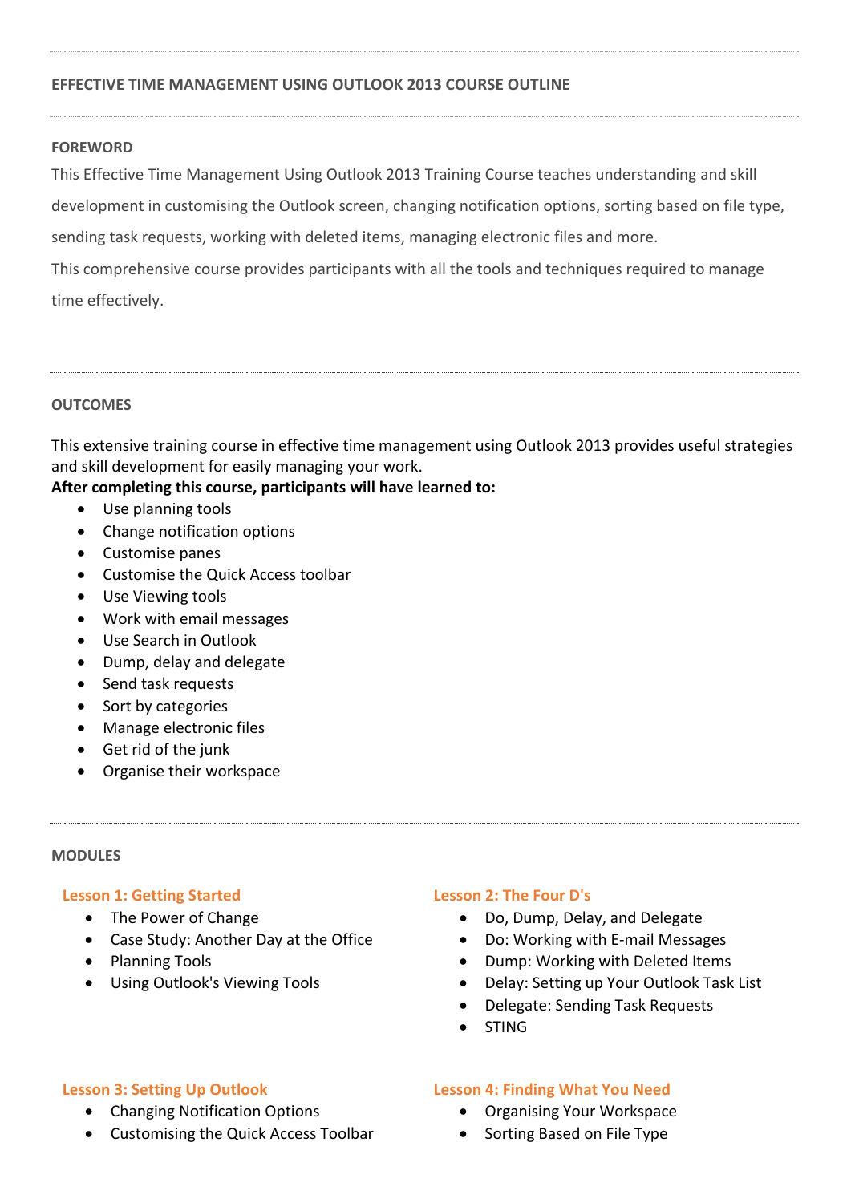## EFFECTIVE TIME MANAGEMENT USING OUTLOOK 2013 COURSE OUTLINE

### FOREWORD

This Effective Time Management Using Outlook 2013 Training Course teaches understanding and skill development in customising the Outlook screen, changing notification options, sorting based on file type, sending task requests, working with deleted items, managing electronic files and more.

This comprehensive course provides participants with all the tools and techniques required to manage time effectively.

### OUTCOMES

This extensive training course in effective time management using Outlook 2013 provides useful strategies and skill development for easily managing your work.

**After completing this course, participants will have learned to:**

- Use planning tools
- Change notification options
- Customise panes
- Customise the Quick Access toolbar
- Use Viewing tools
- Work with email messages
- Use Search in Outlook
- Dump, delay and delegate
- Send task requests
- Sort by categories
- Manage electronic files
- Get rid of the junk
- Organise their workspace

### MODULES

#### Lesson 1: Getting Started

- The Power of Change
- Case Study: Another Day at the Office
- Planning Tools
- Using Outlook's Viewing Tools

#### Lesson 2: The Four D's

- Do, Dump, Delay, and Delegate
- Do: Working with E-mail Messages
- Dump: Working with Deleted Items
- Delay: Setting up Your Outlook Task List
- Delegate: Sending Task Requests
- STING

#### Lesson 3: Setting Up Outlook

- Changing Notification Options
- Customising the Quick Access Toolbar

#### Lesson 4: Finding What You Need

- Organising Your Workspace
- Sorting Based on File Type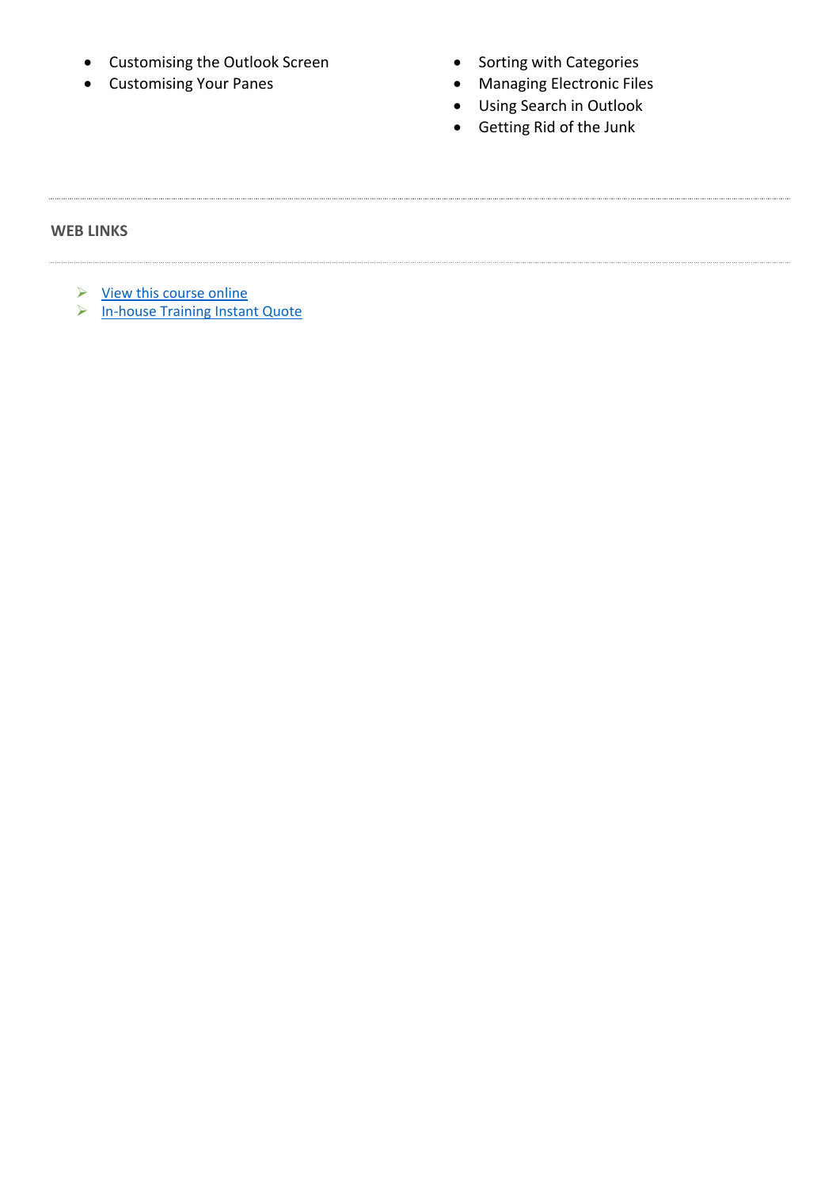- Customising the Outlook Screen
- Customising Your Panes
- Sorting with Categories
- Managing Electronic Files
- Using Search in Outlook
- Getting Rid of the Junk

## WEB LINKS

- View this course online
- In-house Training Instant Quote